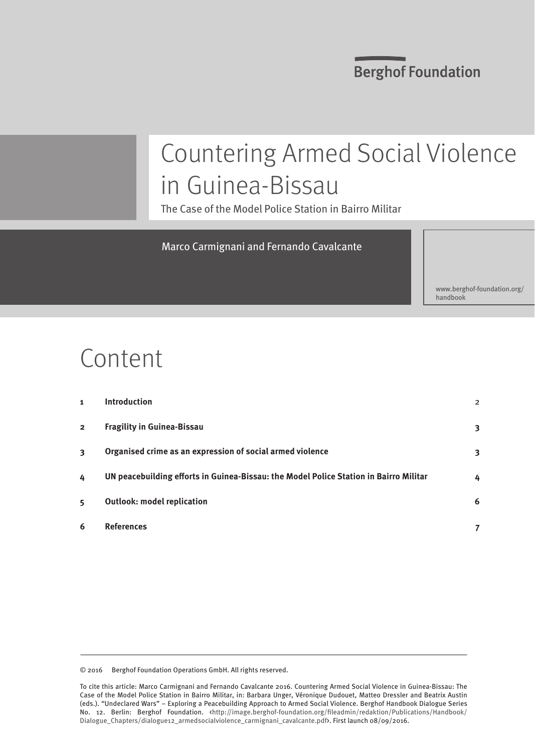Berghof Foundation

# Countering Armed Social Violence in Guinea-Bissau

The Case of the Model Police Station in Bairro Militar

Marco Carmignani and Fernando Cavalcante

www.berghof-foundation.org/handbook

## Content

| | | |
|---|---|---|
| 1 | **Introduction** | 2 |
| 2 | **Fragility in Guinea-Bissau** | 3 |
| 3 | **Organised crime as an expression of social armed violence** | 3 |
| 4 | **UN peacebuilding efforts in Guinea-Bissau: the Model Police Station in Bairro Militar** | 4 |
| 5 | **Outlook: model replication** | 6 |
| 6 | **References** | 7 |

© 2016 Berghof Foundation Operations GmbH. All rights reserved.

To cite this article: Marco Carmignani and Fernando Cavalcante 2016. Countering Armed Social Violence in Guinea-Bissau: The Case of the Model Police Station in Bairro Militar, in: Barbara Unger, Véronique Dudouet, Matteo Dressler and Beatrix Austin (eds.). "Undeclared Wars" – Exploring a Peacebuilding Approach to Armed Social Violence. Berghof Handbook Dialogue Series No. 12. Berlin: Berghof Foundation. ‹http://image.berghof-foundation.org/fileadmin/redaktion/Publications/Handbook/Dialogue_Chapters/dialogue12_armedsocialviolence_carmignani_cavalcante.pdf›. First launch 08/09/2016.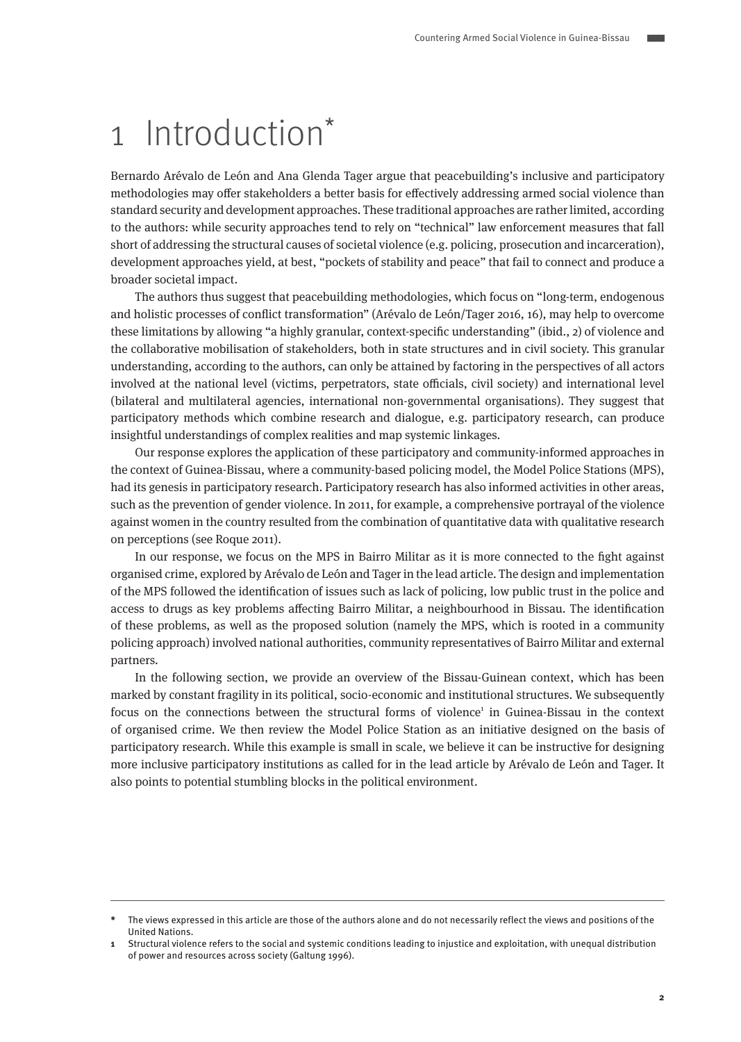# 1 Introduction*

Bernardo Arévalo de León and Ana Glenda Tager argue that peacebuilding's inclusive and participatory methodologies may offer stakeholders a better basis for effectively addressing armed social violence than standard security and development approaches. These traditional approaches are rather limited, according to the authors: while security approaches tend to rely on "technical" law enforcement measures that fall short of addressing the structural causes of societal violence (e.g. policing, prosecution and incarceration), development approaches yield, at best, "pockets of stability and peace" that fail to connect and produce a broader societal impact.

The authors thus suggest that peacebuilding methodologies, which focus on "long-term, endogenous and holistic processes of conflict transformation" (Arévalo de León/Tager 2016, 16), may help to overcome these limitations by allowing "a highly granular, context-specific understanding" (ibid., 2) of violence and the collaborative mobilisation of stakeholders, both in state structures and in civil society. This granular understanding, according to the authors, can only be attained by factoring in the perspectives of all actors involved at the national level (victims, perpetrators, state officials, civil society) and international level (bilateral and multilateral agencies, international non-governmental organisations). They suggest that participatory methods which combine research and dialogue, e.g. participatory research, can produce insightful understandings of complex realities and map systemic linkages.

Our response explores the application of these participatory and community-informed approaches in the context of Guinea-Bissau, where a community-based policing model, the Model Police Stations (MPS), had its genesis in participatory research. Participatory research has also informed activities in other areas, such as the prevention of gender violence. In 2011, for example, a comprehensive portrayal of the violence against women in the country resulted from the combination of quantitative data with qualitative research on perceptions (see Roque 2011).

In our response, we focus on the MPS in Bairro Militar as it is more connected to the fight against organised crime, explored by Arévalo de León and Tager in the lead article. The design and implementation of the MPS followed the identification of issues such as lack of policing, low public trust in the police and access to drugs as key problems affecting Bairro Militar, a neighbourhood in Bissau. The identification of these problems, as well as the proposed solution (namely the MPS, which is rooted in a community policing approach) involved national authorities, community representatives of Bairro Militar and external partners.

In the following section, we provide an overview of the Bissau-Guinean context, which has been marked by constant fragility in its political, socio-economic and institutional structures. We subsequently focus on the connections between the structural forms of violence[1] in Guinea-Bissau in the context of organised crime. We then review the Model Police Station as an initiative designed on the basis of participatory research. While this example is small in scale, we believe it can be instructive for designing more inclusive participatory institutions as called for in the lead article by Arévalo de León and Tager. It also points to potential stumbling blocks in the political environment.

---

* The views expressed in this article are those of the authors alone and do not necessarily reflect the views and positions of the United Nations.

1 Structural violence refers to the social and systemic conditions leading to injustice and exploitation, with unequal distribution of power and resources across society (Galtung 1996).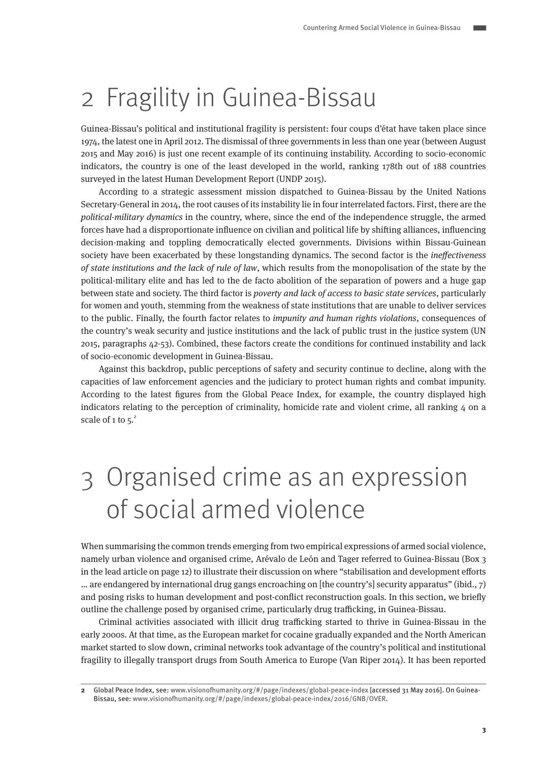# 2 Fragility in Guinea-Bissau

Guinea-Bissau's political and institutional fragility is persistent: four coups d'état have taken place since 1974, the latest one in April 2012. The dismissal of three governments in less than one year (between August 2015 and May 2016) is just one recent example of its continuing instability. According to socio-economic indicators, the country is one of the least developed in the world, ranking 178th out of 188 countries surveyed in the latest Human Development Report (UNDP 2015).

According to a strategic assessment mission dispatched to Guinea-Bissau by the United Nations Secretary-General in 2014, the root causes of its instability lie in four interrelated factors. First, there are the *political-military dynamics* in the country, where, since the end of the independence struggle, the armed forces have had a disproportionate influence on civilian and political life by shifting alliances, influencing decision-making and toppling democratically elected governments. Divisions within Bissau-Guinean society have been exacerbated by these longstanding dynamics. The second factor is the *ineffectiveness of state institutions and the lack of rule of law*, which results from the monopolisation of the state by the political-military elite and has led to the de facto abolition of the separation of powers and a huge gap between state and society. The third factor is *poverty and lack of access to basic state services*, particularly for women and youth, stemming from the weakness of state institutions that are unable to deliver services to the public. Finally, the fourth factor relates to *impunity and human rights violations*, consequences of the country's weak security and justice institutions and the lack of public trust in the justice system (UN 2015, paragraphs 42-53). Combined, these factors create the conditions for continued instability and lack of socio-economic development in Guinea-Bissau.

Against this backdrop, public perceptions of safety and security continue to decline, along with the capacities of law enforcement agencies and the judiciary to protect human rights and combat impunity. According to the latest figures from the Global Peace Index, for example, the country displayed high indicators relating to the perception of criminality, homicide rate and violent crime, all ranking 4 on a scale of 1 to 5.[2]

# 3 Organised crime as an expression of social armed violence

When summarising the common trends emerging from two empirical expressions of armed social violence, namely urban violence and organised crime, Arévalo de León and Tager referred to Guinea-Bissau (Box 3 in the lead article on page 12) to illustrate their discussion on where "stabilisation and development efforts … are endangered by international drug gangs encroaching on [the country's] security apparatus" (ibid., 7) and posing risks to human development and post-conflict reconstruction goals. In this section, we briefly outline the challenge posed by organised crime, particularly drug trafficking, in Guinea-Bissau.

Criminal activities associated with illicit drug trafficking started to thrive in Guinea-Bissau in the early 2000s. At that time, as the European market for cocaine gradually expanded and the North American market started to slow down, criminal networks took advantage of the country's political and institutional fragility to illegally transport drugs from South America to Europe (Van Riper 2014). It has been reported

---

**2** Global Peace Index, see: www.visionofhumanity.org/#/page/indexes/global-peace-index [accessed 31 May 2016]. On Guinea-Bissau, see: www.visionofhumanity.org/#/page/indexes/global-peace-index/2016/GNB/OVER.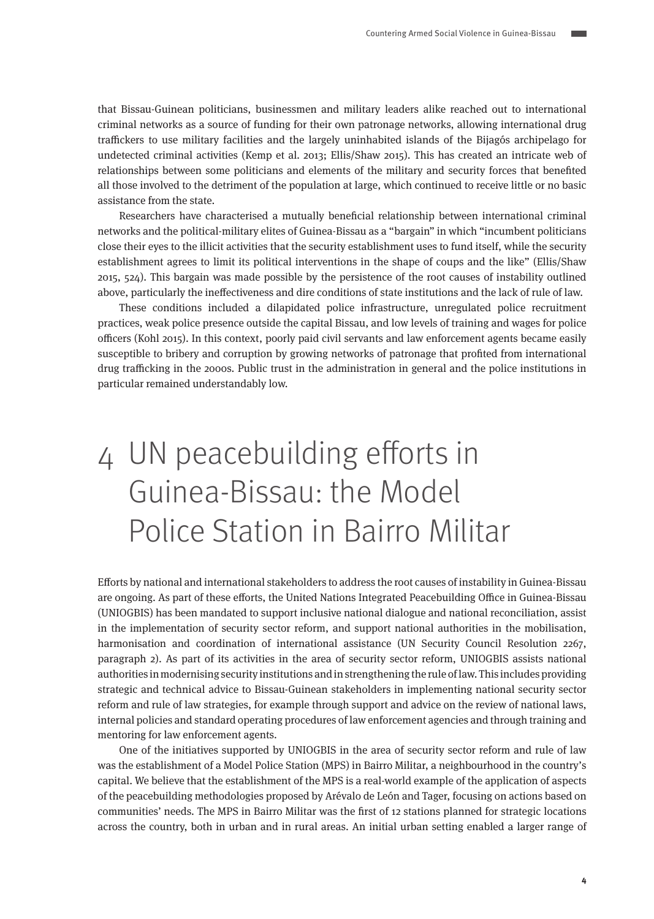that Bissau-Guinean politicians, businessmen and military leaders alike reached out to international criminal networks as a source of funding for their own patronage networks, allowing international drug traffickers to use military facilities and the largely uninhabited islands of the Bijagós archipelago for undetected criminal activities (Kemp et al. 2013; Ellis/Shaw 2015). This has created an intricate web of relationships between some politicians and elements of the military and security forces that benefited all those involved to the detriment of the population at large, which continued to receive little or no basic assistance from the state.

Researchers have characterised a mutually beneficial relationship between international criminal networks and the political-military elites of Guinea-Bissau as a "bargain" in which "incumbent politicians close their eyes to the illicit activities that the security establishment uses to fund itself, while the security establishment agrees to limit its political interventions in the shape of coups and the like" (Ellis/Shaw 2015, 524). This bargain was made possible by the persistence of the root causes of instability outlined above, particularly the ineffectiveness and dire conditions of state institutions and the lack of rule of law.

These conditions included a dilapidated police infrastructure, unregulated police recruitment practices, weak police presence outside the capital Bissau, and low levels of training and wages for police officers (Kohl 2015). In this context, poorly paid civil servants and law enforcement agents became easily susceptible to bribery and corruption by growing networks of patronage that profited from international drug trafficking in the 2000s. Public trust in the administration in general and the police institutions in particular remained understandably low.

# 4 UN peacebuilding efforts in Guinea-Bissau: the Model Police Station in Bairro Militar

Efforts by national and international stakeholders to address the root causes of instability in Guinea-Bissau are ongoing. As part of these efforts, the United Nations Integrated Peacebuilding Office in Guinea-Bissau (UNIOGBIS) has been mandated to support inclusive national dialogue and national reconciliation, assist in the implementation of security sector reform, and support national authorities in the mobilisation, harmonisation and coordination of international assistance (UN Security Council Resolution 2267, paragraph 2). As part of its activities in the area of security sector reform, UNIOGBIS assists national authorities in modernising security institutions and in strengthening the rule of law. This includes providing strategic and technical advice to Bissau-Guinean stakeholders in implementing national security sector reform and rule of law strategies, for example through support and advice on the review of national laws, internal policies and standard operating procedures of law enforcement agencies and through training and mentoring for law enforcement agents.

One of the initiatives supported by UNIOGBIS in the area of security sector reform and rule of law was the establishment of a Model Police Station (MPS) in Bairro Militar, a neighbourhood in the country's capital. We believe that the establishment of the MPS is a real-world example of the application of aspects of the peacebuilding methodologies proposed by Arévalo de León and Tager, focusing on actions based on communities' needs. The MPS in Bairro Militar was the first of 12 stations planned for strategic locations across the country, both in urban and in rural areas. An initial urban setting enabled a larger range of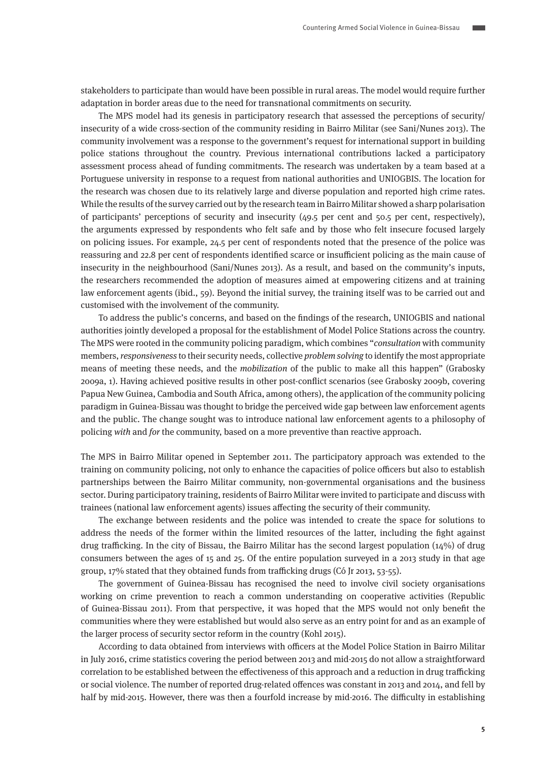stakeholders to participate than would have been possible in rural areas. The model would require further adaptation in border areas due to the need for transnational commitments on security.

The MPS model had its genesis in participatory research that assessed the perceptions of security/ insecurity of a wide cross-section of the community residing in Bairro Militar (see Sani/Nunes 2013). The community involvement was a response to the government's request for international support in building police stations throughout the country. Previous international contributions lacked a participatory assessment process ahead of funding commitments. The research was undertaken by a team based at a Portuguese university in response to a request from national authorities and UNIOGBIS. The location for the research was chosen due to its relatively large and diverse population and reported high crime rates. While the results of the survey carried out by the research team in Bairro Militar showed a sharp polarisation of participants' perceptions of security and insecurity (49.5 per cent and 50.5 per cent, respectively), the arguments expressed by respondents who felt safe and by those who felt insecure focused largely on policing issues. For example, 24.5 per cent of respondents noted that the presence of the police was reassuring and 22.8 per cent of respondents identified scarce or insufficient policing as the main cause of insecurity in the neighbourhood (Sani/Nunes 2013). As a result, and based on the community's inputs, the researchers recommended the adoption of measures aimed at empowering citizens and at training law enforcement agents (ibid., 59). Beyond the initial survey, the training itself was to be carried out and customised with the involvement of the community.

To address the public's concerns, and based on the findings of the research, UNIOGBIS and national authorities jointly developed a proposal for the establishment of Model Police Stations across the country. The MPS were rooted in the community policing paradigm, which combines "*consultation* with community members, *responsiveness* to their security needs, collective *problem solving* to identify the most appropriate means of meeting these needs, and the *mobilization* of the public to make all this happen" (Grabosky 2009a, 1). Having achieved positive results in other post-conflict scenarios (see Grabosky 2009b, covering Papua New Guinea, Cambodia and South Africa, among others), the application of the community policing paradigm in Guinea-Bissau was thought to bridge the perceived wide gap between law enforcement agents and the public. The change sought was to introduce national law enforcement agents to a philosophy of policing *with* and *for* the community, based on a more preventive than reactive approach.

The MPS in Bairro Militar opened in September 2011. The participatory approach was extended to the training on community policing, not only to enhance the capacities of police officers but also to establish partnerships between the Bairro Militar community, non-governmental organisations and the business sector. During participatory training, residents of Bairro Militar were invited to participate and discuss with trainees (national law enforcement agents) issues affecting the security of their community.

The exchange between residents and the police was intended to create the space for solutions to address the needs of the former within the limited resources of the latter, including the fight against drug trafficking. In the city of Bissau, the Bairro Militar has the second largest population (14%) of drug consumers between the ages of 15 and 25. Of the entire population surveyed in a 2013 study in that age group, 17% stated that they obtained funds from trafficking drugs (Có Jr 2013, 53-55).

The government of Guinea-Bissau has recognised the need to involve civil society organisations working on crime prevention to reach a common understanding on cooperative activities (Republic of Guinea-Bissau 2011). From that perspective, it was hoped that the MPS would not only benefit the communities where they were established but would also serve as an entry point for and as an example of the larger process of security sector reform in the country (Kohl 2015).

According to data obtained from interviews with officers at the Model Police Station in Bairro Militar in July 2016, crime statistics covering the period between 2013 and mid-2015 do not allow a straightforward correlation to be established between the effectiveness of this approach and a reduction in drug trafficking or social violence. The number of reported drug-related offences was constant in 2013 and 2014, and fell by half by mid-2015. However, there was then a fourfold increase by mid-2016. The difficulty in establishing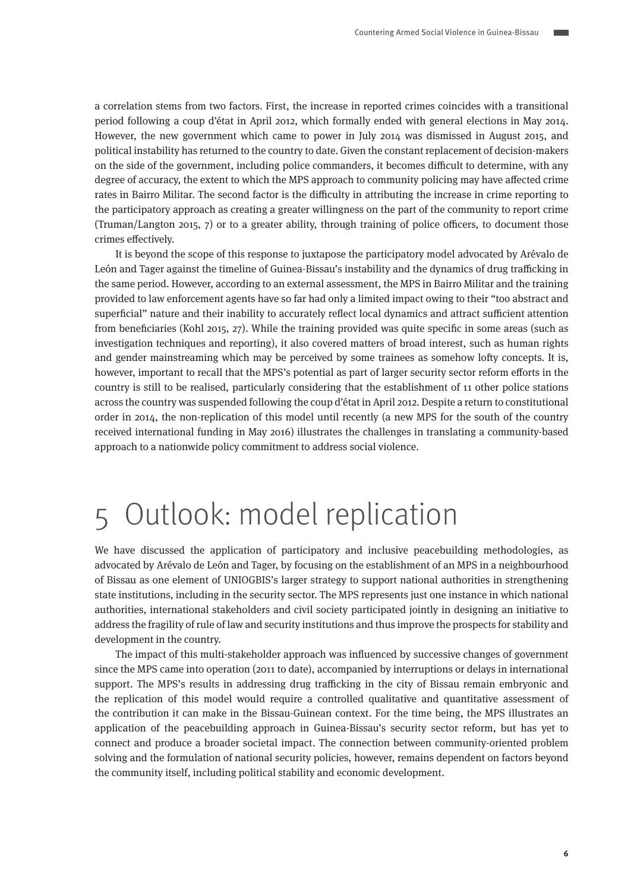a correlation stems from two factors. First, the increase in reported crimes coincides with a transitional period following a coup d'état in April 2012, which formally ended with general elections in May 2014. However, the new government which came to power in July 2014 was dismissed in August 2015, and political instability has returned to the country to date. Given the constant replacement of decision-makers on the side of the government, including police commanders, it becomes difficult to determine, with any degree of accuracy, the extent to which the MPS approach to community policing may have affected crime rates in Bairro Militar. The second factor is the difficulty in attributing the increase in crime reporting to the participatory approach as creating a greater willingness on the part of the community to report crime (Truman/Langton 2015, 7) or to a greater ability, through training of police officers, to document those crimes effectively.

It is beyond the scope of this response to juxtapose the participatory model advocated by Arévalo de León and Tager against the timeline of Guinea-Bissau's instability and the dynamics of drug trafficking in the same period. However, according to an external assessment, the MPS in Bairro Militar and the training provided to law enforcement agents have so far had only a limited impact owing to their "too abstract and superficial" nature and their inability to accurately reflect local dynamics and attract sufficient attention from beneficiaries (Kohl 2015, 27). While the training provided was quite specific in some areas (such as investigation techniques and reporting), it also covered matters of broad interest, such as human rights and gender mainstreaming which may be perceived by some trainees as somehow lofty concepts. It is, however, important to recall that the MPS's potential as part of larger security sector reform efforts in the country is still to be realised, particularly considering that the establishment of 11 other police stations across the country was suspended following the coup d'état in April 2012. Despite a return to constitutional order in 2014, the non-replication of this model until recently (a new MPS for the south of the country received international funding in May 2016) illustrates the challenges in translating a community-based approach to a nationwide policy commitment to address social violence.

# 5 Outlook: model replication

We have discussed the application of participatory and inclusive peacebuilding methodologies, as advocated by Arévalo de León and Tager, by focusing on the establishment of an MPS in a neighbourhood of Bissau as one element of UNIOGBIS's larger strategy to support national authorities in strengthening state institutions, including in the security sector. The MPS represents just one instance in which national authorities, international stakeholders and civil society participated jointly in designing an initiative to address the fragility of rule of law and security institutions and thus improve the prospects for stability and development in the country.

The impact of this multi-stakeholder approach was influenced by successive changes of government since the MPS came into operation (2011 to date), accompanied by interruptions or delays in international support. The MPS's results in addressing drug trafficking in the city of Bissau remain embryonic and the replication of this model would require a controlled qualitative and quantitative assessment of the contribution it can make in the Bissau-Guinean context. For the time being, the MPS illustrates an application of the peacebuilding approach in Guinea-Bissau's security sector reform, but has yet to connect and produce a broader societal impact. The connection between community-oriented problem solving and the formulation of national security policies, however, remains dependent on factors beyond the community itself, including political stability and economic development.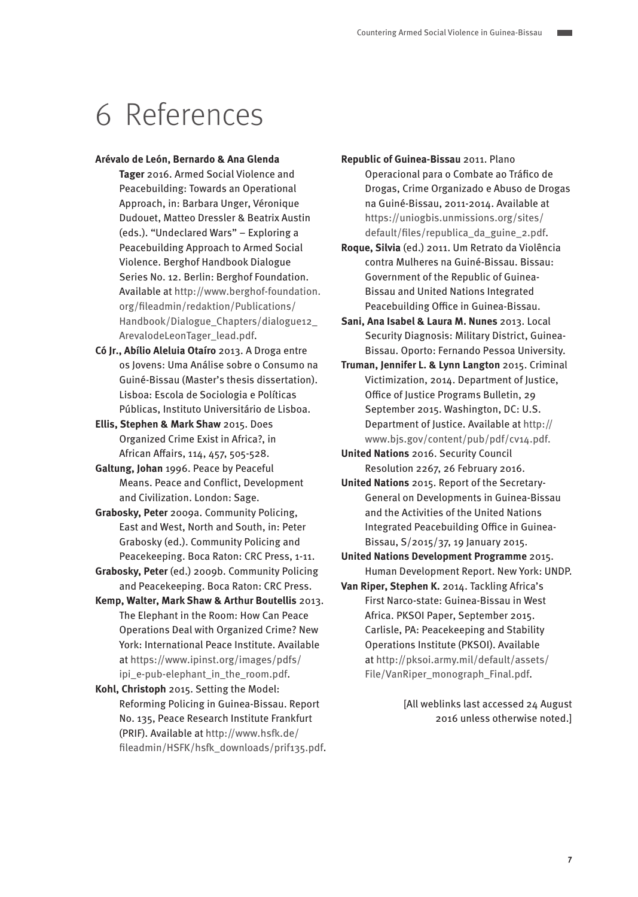# 6 References

**Arévalo de León, Bernardo & Ana Glenda Tager** 2016. Armed Social Violence and Peacebuilding: Towards an Operational Approach, in: Barbara Unger, Véronique Dudouet, Matteo Dressler & Beatrix Austin (eds.). "Undeclared Wars" – Exploring a Peacebuilding Approach to Armed Social Violence. Berghof Handbook Dialogue Series No. 12. Berlin: Berghof Foundation. Available at http://www.berghof-foundation.org/fileadmin/redaktion/Publications/Handbook/Dialogue_Chapters/dialogue12_ArevalodeLeonTager_lead.pdf.

**Có Jr., Abílio Aleluia Otaíro** 2013. A Droga entre os Jovens: Uma Análise sobre o Consumo na Guiné-Bissau (Master's thesis dissertation). Lisboa: Escola de Sociologia e Políticas Públicas, Instituto Universitário de Lisboa.

**Ellis, Stephen & Mark Shaw** 2015. Does Organized Crime Exist in Africa?, in African Affairs, 114, 457, 505-528.

**Galtung, Johan** 1996. Peace by Peaceful Means. Peace and Conflict, Development and Civilization. London: Sage.

**Grabosky, Peter** 2009a. Community Policing, East and West, North and South, in: Peter Grabosky (ed.). Community Policing and Peacekeeping. Boca Raton: CRC Press, 1-11.

**Grabosky, Peter** (ed.) 2009b. Community Policing and Peacekeeping. Boca Raton: CRC Press.

**Kemp, Walter, Mark Shaw & Arthur Boutellis** 2013. The Elephant in the Room: How Can Peace Operations Deal with Organized Crime? New York: International Peace Institute. Available at https://www.ipinst.org/images/pdfs/ipi_e-pub-elephant_in_the_room.pdf.

**Kohl, Christoph** 2015. Setting the Model: Reforming Policing in Guinea-Bissau. Report No. 135, Peace Research Institute Frankfurt (PRIF). Available at http://www.hsfk.de/fileadmin/HSFK/hsfk_downloads/prif135.pdf.

**Republic of Guinea-Bissau** 2011. Plano Operacional para o Combate ao Tráfico de Drogas, Crime Organizado e Abuso de Drogas na Guiné-Bissau, 2011-2014. Available at https://uniogbis.unmissions.org/sites/default/files/republica_da_guine_2.pdf.

**Roque, Silvia** (ed.) 2011. Um Retrato da Violência contra Mulheres na Guiné-Bissau. Bissau: Government of the Republic of Guinea-Bissau and United Nations Integrated Peacebuilding Office in Guinea-Bissau.

**Sani, Ana Isabel & Laura M. Nunes** 2013. Local Security Diagnosis: Military District, Guinea-Bissau. Oporto: Fernando Pessoa University.

**Truman, Jennifer L. & Lynn Langton** 2015. Criminal Victimization, 2014. Department of Justice, Office of Justice Programs Bulletin, 29 September 2015. Washington, DC: U.S. Department of Justice. Available at http://www.bjs.gov/content/pub/pdf/cv14.pdf.

**United Nations** 2016. Security Council Resolution 2267, 26 February 2016.

**United Nations** 2015. Report of the Secretary-General on Developments in Guinea-Bissau and the Activities of the United Nations Integrated Peacebuilding Office in Guinea-Bissau, S/2015/37, 19 January 2015.

**United Nations Development Programme** 2015. Human Development Report. New York: UNDP.

**Van Riper, Stephen K.** 2014. Tackling Africa's First Narco-state: Guinea-Bissau in West Africa. PKSOI Paper, September 2015. Carlisle, PA: Peacekeeping and Stability Operations Institute (PKSOI). Available at http://pksoi.army.mil/default/assets/File/VanRiper_monograph_Final.pdf.

[All weblinks last accessed 24 August 2016 unless otherwise noted.]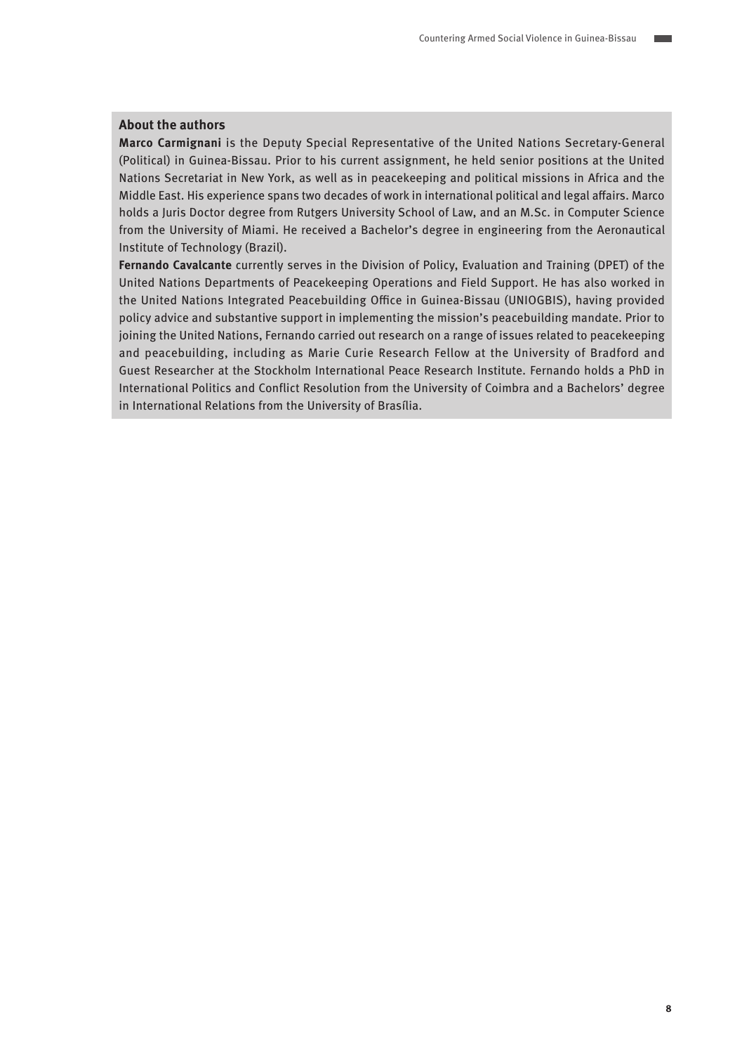## About the authors

**Marco Carmignani** is the Deputy Special Representative of the United Nations Secretary-General (Political) in Guinea-Bissau. Prior to his current assignment, he held senior positions at the United Nations Secretariat in New York, as well as in peacekeeping and political missions in Africa and the Middle East. His experience spans two decades of work in international political and legal affairs. Marco holds a Juris Doctor degree from Rutgers University School of Law, and an M.Sc. in Computer Science from the University of Miami. He received a Bachelor's degree in engineering from the Aeronautical Institute of Technology (Brazil).

**Fernando Cavalcante** currently serves in the Division of Policy, Evaluation and Training (DPET) of the United Nations Departments of Peacekeeping Operations and Field Support. He has also worked in the United Nations Integrated Peacebuilding Office in Guinea-Bissau (UNIOGBIS), having provided policy advice and substantive support in implementing the mission's peacebuilding mandate. Prior to joining the United Nations, Fernando carried out research on a range of issues related to peacekeeping and peacebuilding, including as Marie Curie Research Fellow at the University of Bradford and Guest Researcher at the Stockholm International Peace Research Institute. Fernando holds a PhD in International Politics and Conflict Resolution from the University of Coimbra and a Bachelors' degree in International Relations from the University of Brasília.